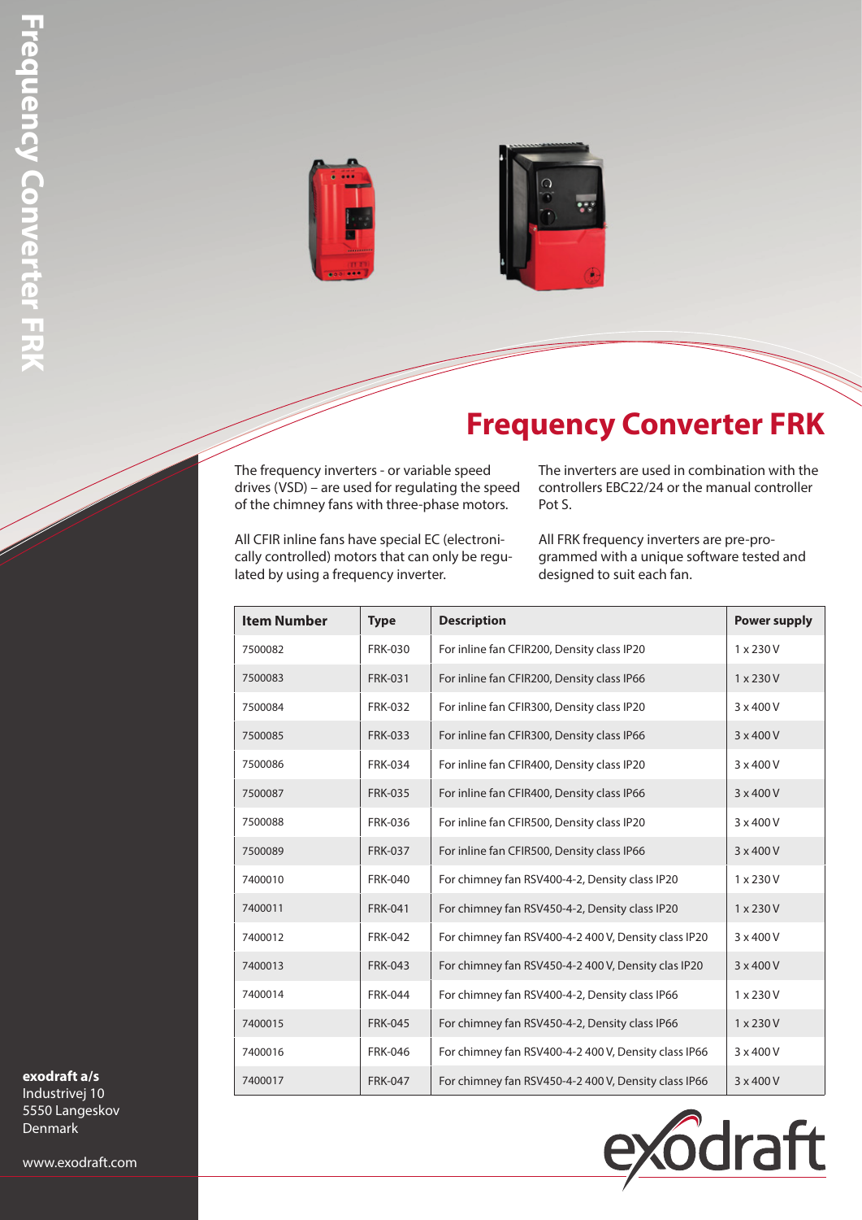# Frequency Converter FRK

The frequency inverters - or variable speed drives (VSD) – are used for regulating the speed of the chimney fans with three-phase motors.

All CFIR inline fans have special EC (electronically controlled) motors that can only be regulated by using a frequency inverter.

The inverters are used in combination with the controllers EBC22/24 or the manual controller Pot S.

All FRK frequency inverters are pre-programmed with a unique software tested and designed to suit each fan.

| Item Number | Type | Description | Power supply |
|---|---|---|---|
| 7500082 | FRK-030 | For inline fan CFIR200, Density class IP20 | 1 x 230 V |
| 7500083 | FRK-031 | For inline fan CFIR200, Density class IP66 | 1 x 230 V |
| 7500084 | FRK-032 | For inline fan CFIR300, Density class IP20 | 3 x 400 V |
| 7500085 | FRK-033 | For inline fan CFIR300, Density class IP66 | 3 x 400 V |
| 7500086 | FRK-034 | For inline fan CFIR400, Density class IP20 | 3 x 400 V |
| 7500087 | FRK-035 | For inline fan CFIR400, Density class IP66 | 3 x 400 V |
| 7500088 | FRK-036 | For inline fan CFIR500, Density class IP20 | 3 x 400 V |
| 7500089 | FRK-037 | For inline fan CFIR500, Density class IP66 | 3 x 400 V |
| 7400010 | FRK-040 | For chimney fan RSV400-4-2, Density class IP20 | 1 x 230 V |
| 7400011 | FRK-041 | For chimney fan RSV450-4-2, Density class IP20 | 1 x 230 V |
| 7400012 | FRK-042 | For chimney fan RSV400-4-2 400 V, Density class IP20 | 3 x 400 V |
| 7400013 | FRK-043 | For chimney fan RSV450-4-2 400 V, Density clas IP20 | 3 x 400 V |
| 7400014 | FRK-044 | For chimney fan RSV400-4-2, Density class IP66 | 1 x 230 V |
| 7400015 | FRK-045 | For chimney fan RSV450-4-2, Density class IP66 | 1 x 230 V |
| 7400016 | FRK-046 | For chimney fan RSV400-4-2 400 V, Density class IP66 | 3 x 400 V |
| 7400017 | FRK-047 | For chimney fan RSV450-4-2 400 V, Density class IP66 | 3 x 400 V |

**exodraft a/s**
Industrivej 10
5550 Langeskov
Denmark

www.exodraft.com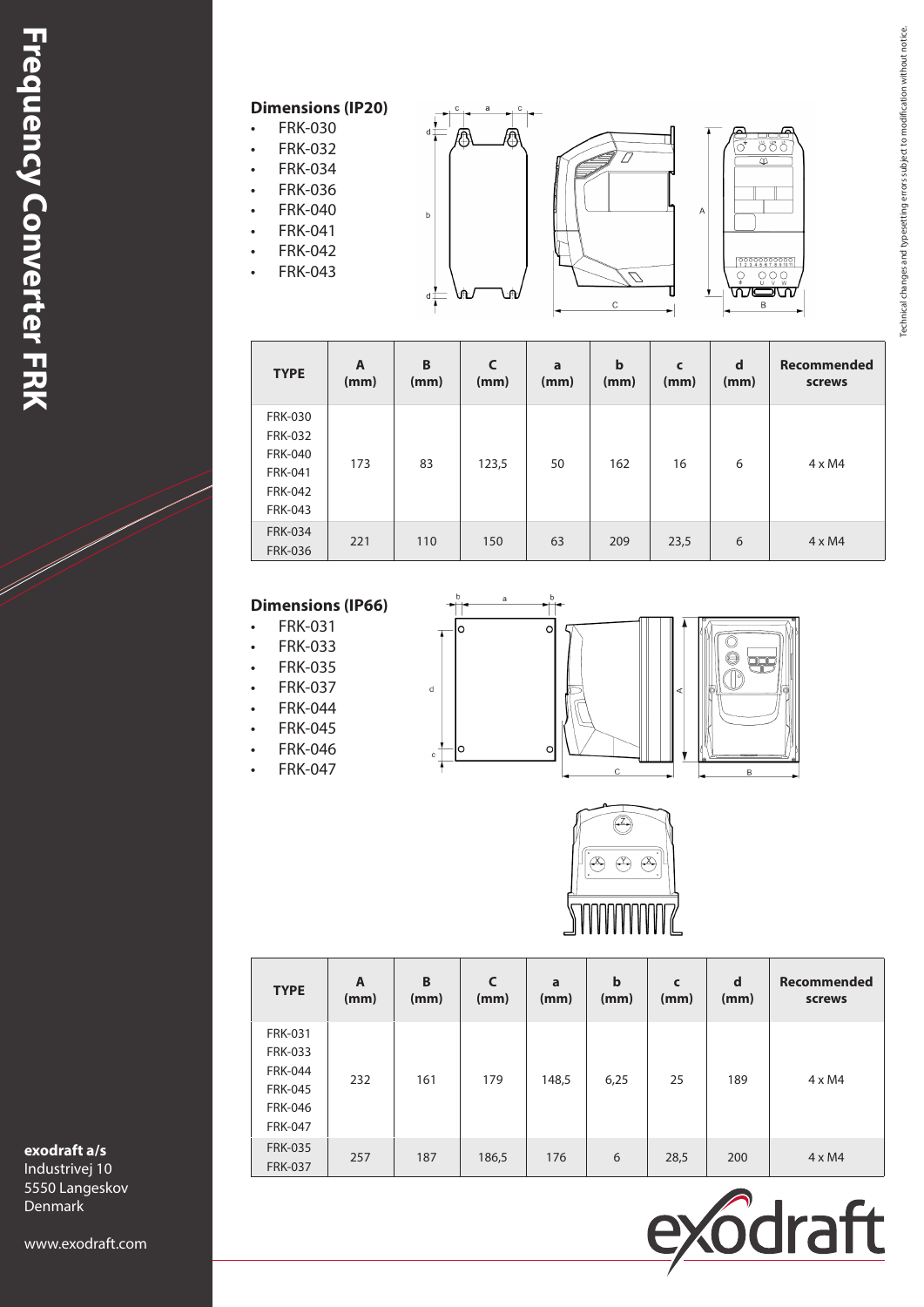# Frequency Converter FRK

### Dimensions (IP20)

- FRK-030
- FRK-032
- FRK-034
- FRK-036
- FRK-040
- FRK-041
- FRK-042
- FRK-043

| TYPE | A (mm) | B (mm) | C (mm) | a (mm) | b (mm) | c (mm) | d (mm) | Recommended screws |
|---|---|---|---|---|---|---|---|---|
| FRK-030 FRK-032 FRK-040 FRK-041 FRK-042 FRK-043 | 173 | 83 | 123,5 | 50 | 162 | 16 | 6 | 4 x M4 |
| FRK-034 FRK-036 | 221 | 110 | 150 | 63 | 209 | 23,5 | 6 | 4 x M4 |

### Dimensions (IP66)

- FRK-031
- FRK-033
- FRK-035
- FRK-037
- FRK-044
- FRK-045
- FRK-046
- FRK-047

| TYPE | A (mm) | B (mm) | C (mm) | a (mm) | b (mm) | c (mm) | d (mm) | Recommended screws |
|---|---|---|---|---|---|---|---|---|
| FRK-031 FRK-033 FRK-044 FRK-045 FRK-046 FRK-047 | 232 | 161 | 179 | 148,5 | 6,25 | 25 | 189 | 4 x M4 |
| FRK-035 FRK-037 | 257 | 187 | 186,5 | 176 | 6 | 28,5 | 200 | 4 x M4 |

**exodraft a/s**
Industrivej 10
5550 Langeskov
Denmark

www.exodraft.com

Technical changes and typesetting errors subject to modification without notice.